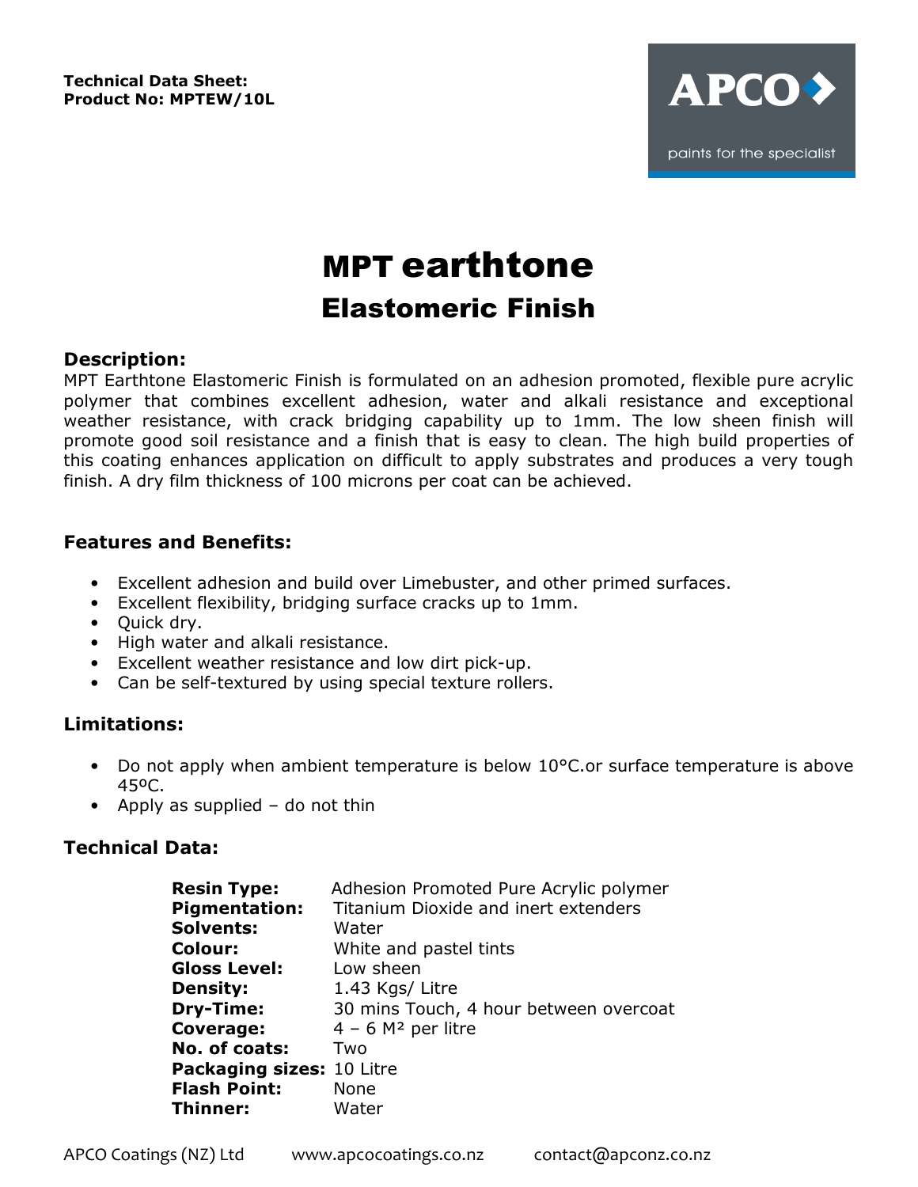**Technical Data Sheet:**
**Product No: MPTEW/10L**

APCO

paints for the specialist

# MPT earthtone

## Elastomeric Finish

### Description:

MPT Earthtone Elastomeric Finish is formulated on an adhesion promoted, flexible pure acrylic polymer that combines excellent adhesion, water and alkali resistance and exceptional weather resistance, with crack bridging capability up to 1mm. The low sheen finish will promote good soil resistance and a finish that is easy to clean. The high build properties of this coating enhances application on difficult to apply substrates and produces a very tough finish. A dry film thickness of 100 microns per coat can be achieved.

### Features and Benefits:

- Excellent adhesion and build over Limebuster, and other primed surfaces.
- Excellent flexibility, bridging surface cracks up to 1mm.
- Quick dry.
- High water and alkali resistance.
- Excellent weather resistance and low dirt pick-up.
- Can be self-textured by using special texture rollers.

### Limitations:

- Do not apply when ambient temperature is below 10°C.or surface temperature is above 45ºC.
- Apply as supplied – do not thin

### Technical Data:

| | |
|---|---|
| **Resin Type:** | Adhesion Promoted Pure Acrylic polymer |
| **Pigmentation:** | Titanium Dioxide and inert extenders |
| **Solvents:** | Water |
| **Colour:** | White and pastel tints |
| **Gloss Level:** | Low sheen |
| **Density:** | 1.43 Kgs/ Litre |
| **Dry-Time:** | 30 mins Touch, 4 hour between overcoat |
| **Coverage:** | 4 – 6 M² per litre |
| **No. of coats:** | Two |
| **Packaging sizes:** | 10 Litre |
| **Flash Point:** | None |
| **Thinner:** | Water |

APCO Coatings (NZ) Ltd www.apcocoatings.co.nz contact@apconz.co.nz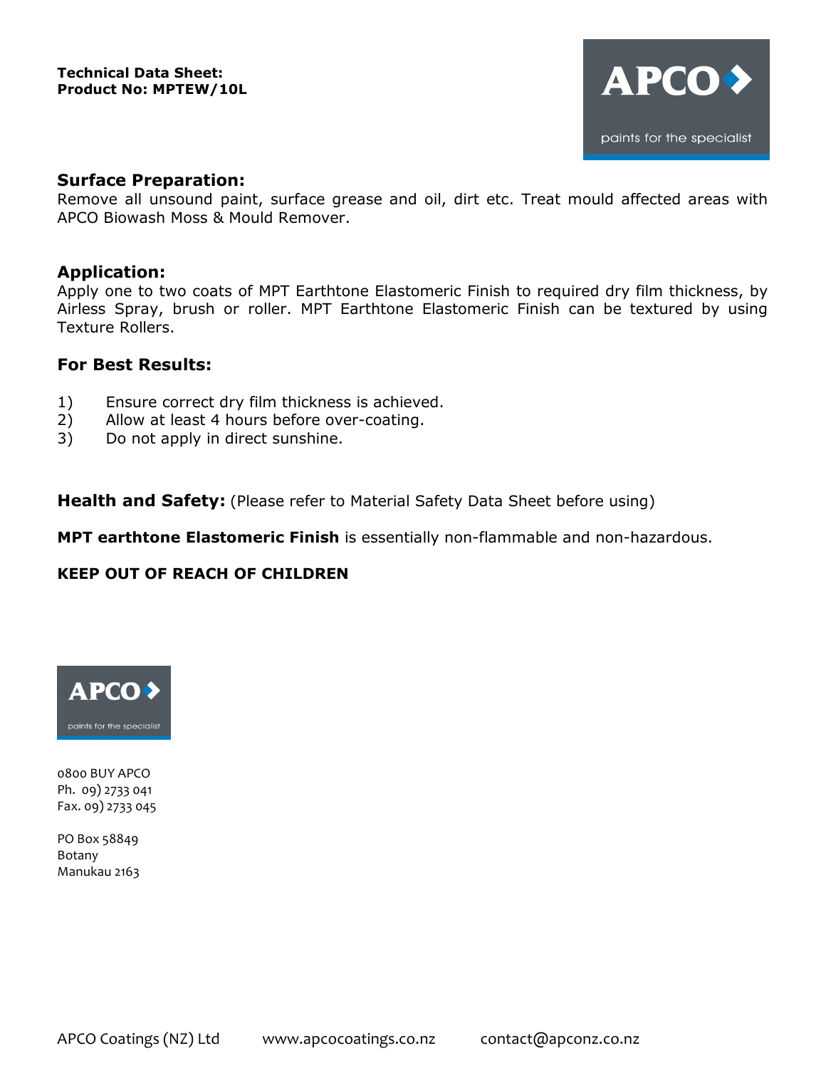**Technical Data Sheet:**
**Product No: MPTEW/10L**

APCO
paints for the specialist

## Surface Preparation:

Remove all unsound paint, surface grease and oil, dirt etc. Treat mould affected areas with APCO Biowash Moss & Mould Remover.

## Application:

Apply one to two coats of MPT Earthtone Elastomeric Finish to required dry film thickness, by Airless Spray, brush or roller. MPT Earthtone Elastomeric Finish can be textured by using Texture Rollers.

## For Best Results:

1) Ensure correct dry film thickness is achieved.
2) Allow at least 4 hours before over-coating.
3) Do not apply in direct sunshine.

**Health and Safety:** (Please refer to Material Safety Data Sheet before using)

**MPT earthtone Elastomeric Finish** is essentially non-flammable and non-hazardous.

**KEEP OUT OF REACH OF CHILDREN**

APCO
paints for the specialist

0800 BUY APCO
Ph. 09) 2733 041
Fax. 09) 2733 045

PO Box 58849
Botany
Manukau 2163

APCO Coatings (NZ) Ltd www.apcocoatings.co.nz contact@apconz.co.nz